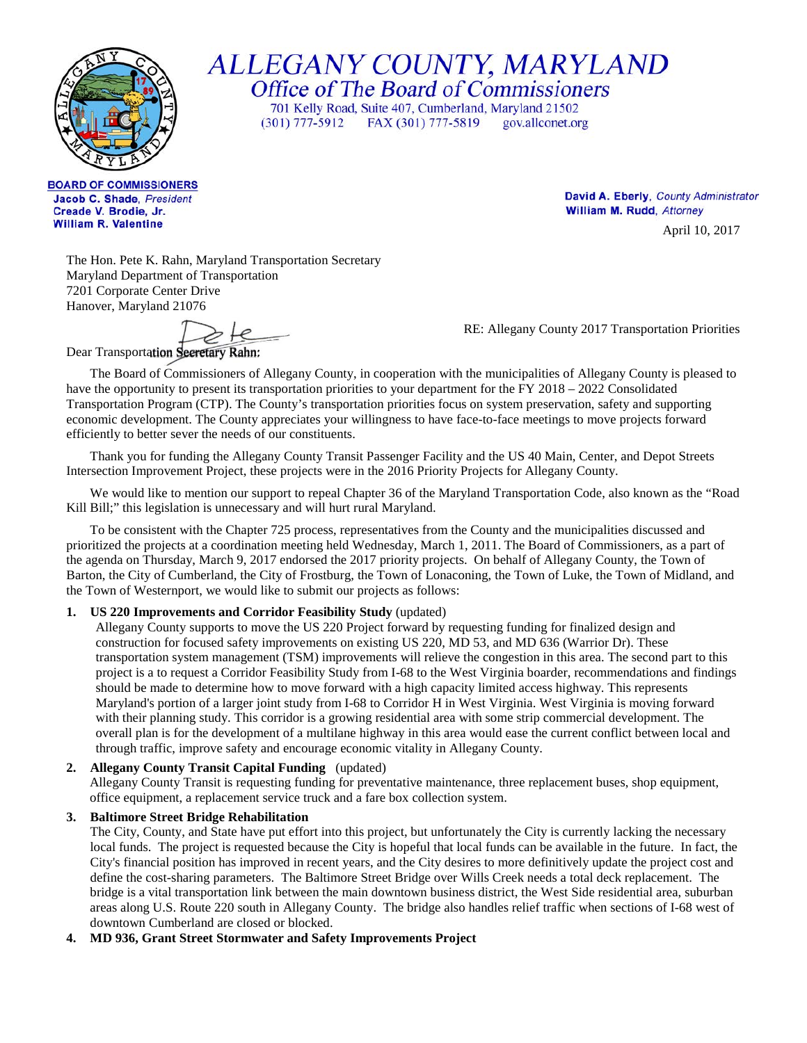# ALLEGANY COUNTY, MARYLAND

## Office of The Board of Commissioners

701 Kelly Road, Suite 407, Cumberland, Maryland 21502
(301) 777-5912 FAX (301) 777-5819 gov.allconet.org

**BOARD OF COMMISSIONERS**
**Jacob C. Shade**, *President*
**Creade V. Brodie, Jr.**
**William R. Valentine**

**David A. Eberly**, *County Administrator*
**William M. Rudd**, *Attorney*

April 10, 2017

The Hon. Pete K. Rahn, Maryland Transportation Secretary
Maryland Department of Transportation
7201 Corporate Center Drive
Hanover, Maryland 21076

RE: Allegany County 2017 Transportation Priorities

Dear Transportation Secretary Rahn:

The Board of Commissioners of Allegany County, in cooperation with the municipalities of Allegany County is pleased to have the opportunity to present its transportation priorities to your department for the FY 2018 – 2022 Consolidated Transportation Program (CTP). The County's transportation priorities focus on system preservation, safety and supporting economic development. The County appreciates your willingness to have face-to-face meetings to move projects forward efficiently to better sever the needs of our constituents.

Thank you for funding the Allegany County Transit Passenger Facility and the US 40 Main, Center, and Depot Streets Intersection Improvement Project, these projects were in the 2016 Priority Projects for Allegany County.

We would like to mention our support to repeal Chapter 36 of the Maryland Transportation Code, also known as the "Road Kill Bill;" this legislation is unnecessary and will hurt rural Maryland.

To be consistent with the Chapter 725 process, representatives from the County and the municipalities discussed and prioritized the projects at a coordination meeting held Wednesday, March 1, 2011. The Board of Commissioners, as a part of the agenda on Thursday, March 9, 2017 endorsed the 2017 priority projects. On behalf of Allegany County, the Town of Barton, the City of Cumberland, the City of Frostburg, the Town of Lonaconing, the Town of Luke, the Town of Midland, and the Town of Westernport, we would like to submit our projects as follows:

1. **US 220 Improvements and Corridor Feasibility Study** (updated)
   Allegany County supports to move the US 220 Project forward by requesting funding for finalized design and construction for focused safety improvements on existing US 220, MD 53, and MD 636 (Warrior Dr). These transportation system management (TSM) improvements will relieve the congestion in this area. The second part to this project is a to request a Corridor Feasibility Study from I-68 to the West Virginia boarder, recommendations and findings should be made to determine how to move forward with a high capacity limited access highway. This represents Maryland's portion of a larger joint study from I-68 to Corridor H in West Virginia. West Virginia is moving forward with their planning study. This corridor is a growing residential area with some strip commercial development. The overall plan is for the development of a multilane highway in this area would ease the current conflict between local and through traffic, improve safety and encourage economic vitality in Allegany County.

2. **Allegany County Transit Capital Funding** (updated)
   Allegany County Transit is requesting funding for preventative maintenance, three replacement buses, shop equipment, office equipment, a replacement service truck and a fare box collection system.

3. **Baltimore Street Bridge Rehabilitation**
   The City, County, and State have put effort into this project, but unfortunately the City is currently lacking the necessary local funds. The project is requested because the City is hopeful that local funds can be available in the future. In fact, the City's financial position has improved in recent years, and the City desires to more definitively update the project cost and define the cost-sharing parameters. The Baltimore Street Bridge over Wills Creek needs a total deck replacement. The bridge is a vital transportation link between the main downtown business district, the West Side residential area, suburban areas along U.S. Route 220 south in Allegany County. The bridge also handles relief traffic when sections of I-68 west of downtown Cumberland are closed or blocked.

4. **MD 936, Grant Street Stormwater and Safety Improvements Project**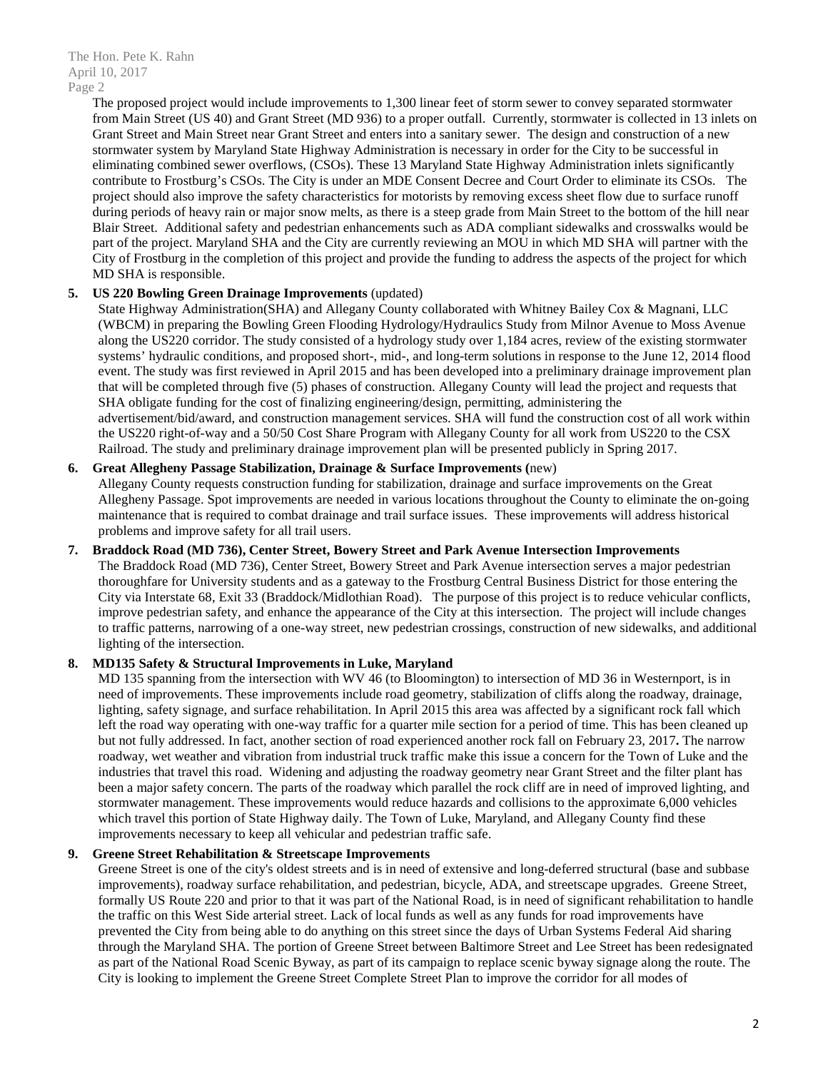The proposed project would include improvements to 1,300 linear feet of storm sewer to convey separated stormwater from Main Street (US 40) and Grant Street (MD 936) to a proper outfall. Currently, stormwater is collected in 13 inlets on Grant Street and Main Street near Grant Street and enters into a sanitary sewer. The design and construction of a new stormwater system by Maryland State Highway Administration is necessary in order for the City to be successful in eliminating combined sewer overflows, (CSOs). These 13 Maryland State Highway Administration inlets significantly contribute to Frostburg's CSOs. The City is under an MDE Consent Decree and Court Order to eliminate its CSOs. The project should also improve the safety characteristics for motorists by removing excess sheet flow due to surface runoff during periods of heavy rain or major snow melts, as there is a steep grade from Main Street to the bottom of the hill near Blair Street. Additional safety and pedestrian enhancements such as ADA compliant sidewalks and crosswalks would be part of the project. Maryland SHA and the City are currently reviewing an MOU in which MD SHA will partner with the City of Frostburg in the completion of this project and provide the funding to address the aspects of the project for which MD SHA is responsible.

5. **US 220 Bowling Green Drainage Improvements** (updated)
   State Highway Administration(SHA) and Allegany County collaborated with Whitney Bailey Cox & Magnani, LLC (WBCM) in preparing the Bowling Green Flooding Hydrology/Hydraulics Study from Milnor Avenue to Moss Avenue along the US220 corridor. The study consisted of a hydrology study over 1,184 acres, review of the existing stormwater systems' hydraulic conditions, and proposed short-, mid-, and long-term solutions in response to the June 12, 2014 flood event. The study was first reviewed in April 2015 and has been developed into a preliminary drainage improvement plan that will be completed through five (5) phases of construction. Allegany County will lead the project and requests that SHA obligate funding for the cost of finalizing engineering/design, permitting, administering the advertisement/bid/award, and construction management services. SHA will fund the construction cost of all work within the US220 right-of-way and a 50/50 Cost Share Program with Allegany County for all work from US220 to the CSX Railroad. The study and preliminary drainage improvement plan will be presented publicly in Spring 2017.

6. **Great Allegheny Passage Stabilization, Drainage & Surface Improvements (**new)
   Allegany County requests construction funding for stabilization, drainage and surface improvements on the Great Allegheny Passage. Spot improvements are needed in various locations throughout the County to eliminate the on-going maintenance that is required to combat drainage and trail surface issues. These improvements will address historical problems and improve safety for all trail users.

7. **Braddock Road (MD 736), Center Street, Bowery Street and Park Avenue Intersection Improvements**
   The Braddock Road (MD 736), Center Street, Bowery Street and Park Avenue intersection serves a major pedestrian thoroughfare for University students and as a gateway to the Frostburg Central Business District for those entering the City via Interstate 68, Exit 33 (Braddock/Midlothian Road). The purpose of this project is to reduce vehicular conflicts, improve pedestrian safety, and enhance the appearance of the City at this intersection. The project will include changes to traffic patterns, narrowing of a one-way street, new pedestrian crossings, construction of new sidewalks, and additional lighting of the intersection.

8. **MD135 Safety & Structural Improvements in Luke, Maryland**
   MD 135 spanning from the intersection with WV 46 (to Bloomington) to intersection of MD 36 in Westernport, is in need of improvements. These improvements include road geometry, stabilization of cliffs along the roadway, drainage, lighting, safety signage, and surface rehabilitation. In April 2015 this area was affected by a significant rock fall which left the road way operating with one-way traffic for a quarter mile section for a period of time. This has been cleaned up but not fully addressed. In fact, another section of road experienced another rock fall on February 23, 2017**.** The narrow roadway, wet weather and vibration from industrial truck traffic make this issue a concern for the Town of Luke and the industries that travel this road. Widening and adjusting the roadway geometry near Grant Street and the filter plant has been a major safety concern. The parts of the roadway which parallel the rock cliff are in need of improved lighting, and stormwater management. These improvements would reduce hazards and collisions to the approximate 6,000 vehicles which travel this portion of State Highway daily. The Town of Luke, Maryland, and Allegany County find these improvements necessary to keep all vehicular and pedestrian traffic safe.

9. **Greene Street Rehabilitation & Streetscape Improvements**
   Greene Street is one of the city's oldest streets and is in need of extensive and long-deferred structural (base and subbase improvements), roadway surface rehabilitation, and pedestrian, bicycle, ADA, and streetscape upgrades. Greene Street, formally US Route 220 and prior to that it was part of the National Road, is in need of significant rehabilitation to handle the traffic on this West Side arterial street. Lack of local funds as well as any funds for road improvements have prevented the City from being able to do anything on this street since the days of Urban Systems Federal Aid sharing through the Maryland SHA. The portion of Greene Street between Baltimore Street and Lee Street has been redesignated as part of the National Road Scenic Byway, as part of its campaign to replace scenic byway signage along the route. The City is looking to implement the Greene Street Complete Street Plan to improve the corridor for all modes of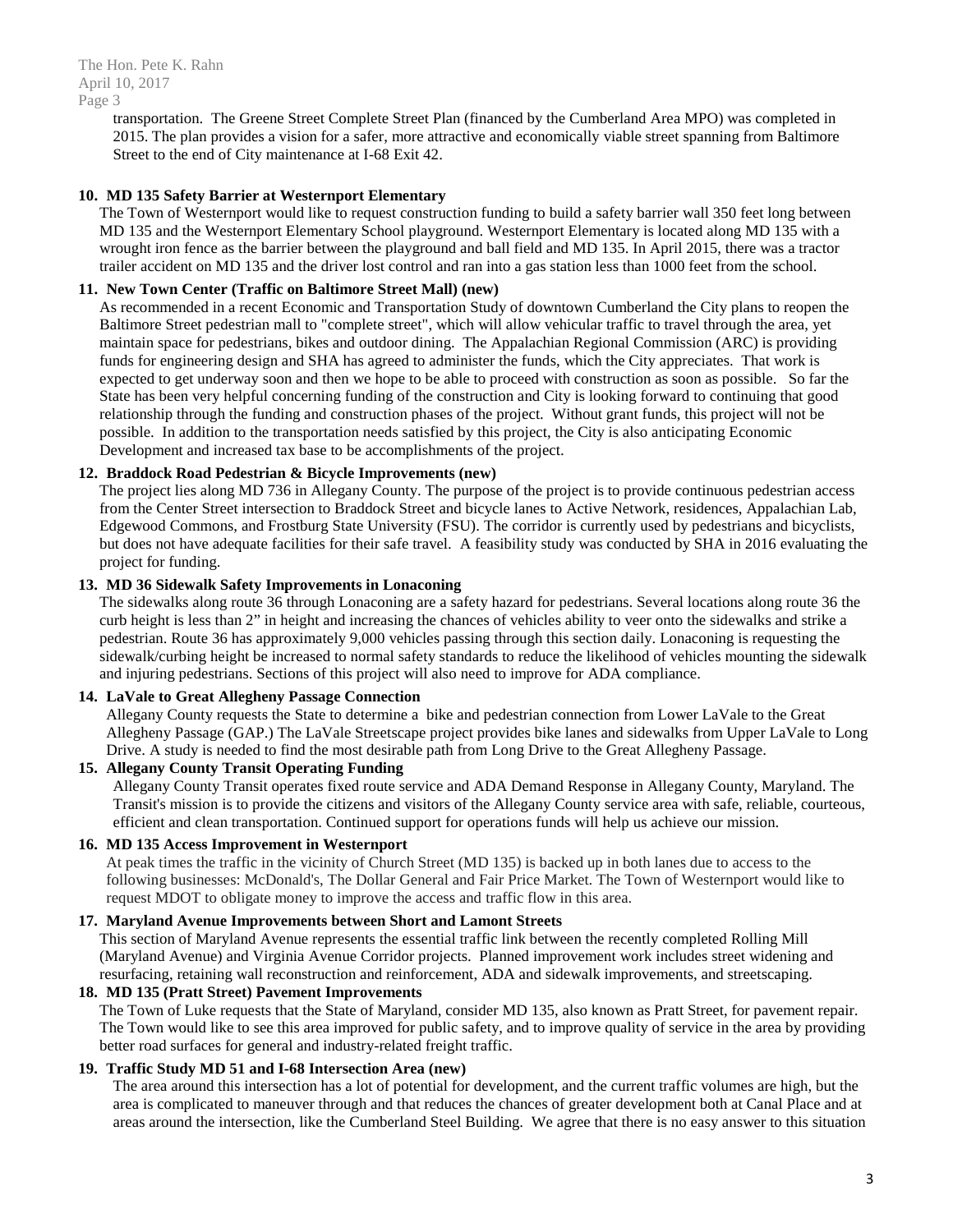transportation. The Greene Street Complete Street Plan (financed by the Cumberland Area MPO) was completed in 2015. The plan provides a vision for a safer, more attractive and economically viable street spanning from Baltimore Street to the end of City maintenance at I-68 Exit 42.

**10. MD 135 Safety Barrier at Westernport Elementary**

The Town of Westernport would like to request construction funding to build a safety barrier wall 350 feet long between MD 135 and the Westernport Elementary School playground. Westernport Elementary is located along MD 135 with a wrought iron fence as the barrier between the playground and ball field and MD 135. In April 2015, there was a tractor trailer accident on MD 135 and the driver lost control and ran into a gas station less than 1000 feet from the school.

**11. New Town Center (Traffic on Baltimore Street Mall) (new)**

As recommended in a recent Economic and Transportation Study of downtown Cumberland the City plans to reopen the Baltimore Street pedestrian mall to "complete street", which will allow vehicular traffic to travel through the area, yet maintain space for pedestrians, bikes and outdoor dining. The Appalachian Regional Commission (ARC) is providing funds for engineering design and SHA has agreed to administer the funds, which the City appreciates. That work is expected to get underway soon and then we hope to be able to proceed with construction as soon as possible. So far the State has been very helpful concerning funding of the construction and City is looking forward to continuing that good relationship through the funding and construction phases of the project. Without grant funds, this project will not be possible. In addition to the transportation needs satisfied by this project, the City is also anticipating Economic Development and increased tax base to be accomplishments of the project.

**12. Braddock Road Pedestrian & Bicycle Improvements (new)**

The project lies along MD 736 in Allegany County. The purpose of the project is to provide continuous pedestrian access from the Center Street intersection to Braddock Street and bicycle lanes to Active Network, residences, Appalachian Lab, Edgewood Commons, and Frostburg State University (FSU). The corridor is currently used by pedestrians and bicyclists, but does not have adequate facilities for their safe travel. A feasibility study was conducted by SHA in 2016 evaluating the project for funding.

**13. MD 36 Sidewalk Safety Improvements in Lonaconing**

The sidewalks along route 36 through Lonaconing are a safety hazard for pedestrians. Several locations along route 36 the curb height is less than 2" in height and increasing the chances of vehicles ability to veer onto the sidewalks and strike a pedestrian. Route 36 has approximately 9,000 vehicles passing through this section daily. Lonaconing is requesting the sidewalk/curbing height be increased to normal safety standards to reduce the likelihood of vehicles mounting the sidewalk and injuring pedestrians. Sections of this project will also need to improve for ADA compliance.

**14. LaVale to Great Allegheny Passage Connection**

Allegany County requests the State to determine a bike and pedestrian connection from Lower LaVale to the Great Allegheny Passage (GAP.) The LaVale Streetscape project provides bike lanes and sidewalks from Upper LaVale to Long Drive. A study is needed to find the most desirable path from Long Drive to the Great Allegheny Passage.

**15. Allegany County Transit Operating Funding**

Allegany County Transit operates fixed route service and ADA Demand Response in Allegany County, Maryland. The Transit's mission is to provide the citizens and visitors of the Allegany County service area with safe, reliable, courteous, efficient and clean transportation. Continued support for operations funds will help us achieve our mission.

**16. MD 135 Access Improvement in Westernport**

At peak times the traffic in the vicinity of Church Street (MD 135) is backed up in both lanes due to access to the following businesses: McDonald's, The Dollar General and Fair Price Market. The Town of Westernport would like to request MDOT to obligate money to improve the access and traffic flow in this area.

**17. Maryland Avenue Improvements between Short and Lamont Streets**

This section of Maryland Avenue represents the essential traffic link between the recently completed Rolling Mill (Maryland Avenue) and Virginia Avenue Corridor projects. Planned improvement work includes street widening and resurfacing, retaining wall reconstruction and reinforcement, ADA and sidewalk improvements, and streetscaping.

**18. MD 135 (Pratt Street) Pavement Improvements**

The Town of Luke requests that the State of Maryland, consider MD 135, also known as Pratt Street, for pavement repair. The Town would like to see this area improved for public safety, and to improve quality of service in the area by providing better road surfaces for general and industry-related freight traffic.

**19. Traffic Study MD 51 and I-68 Intersection Area (new)**

The area around this intersection has a lot of potential for development, and the current traffic volumes are high, but the area is complicated to maneuver through and that reduces the chances of greater development both at Canal Place and at areas around the intersection, like the Cumberland Steel Building. We agree that there is no easy answer to this situation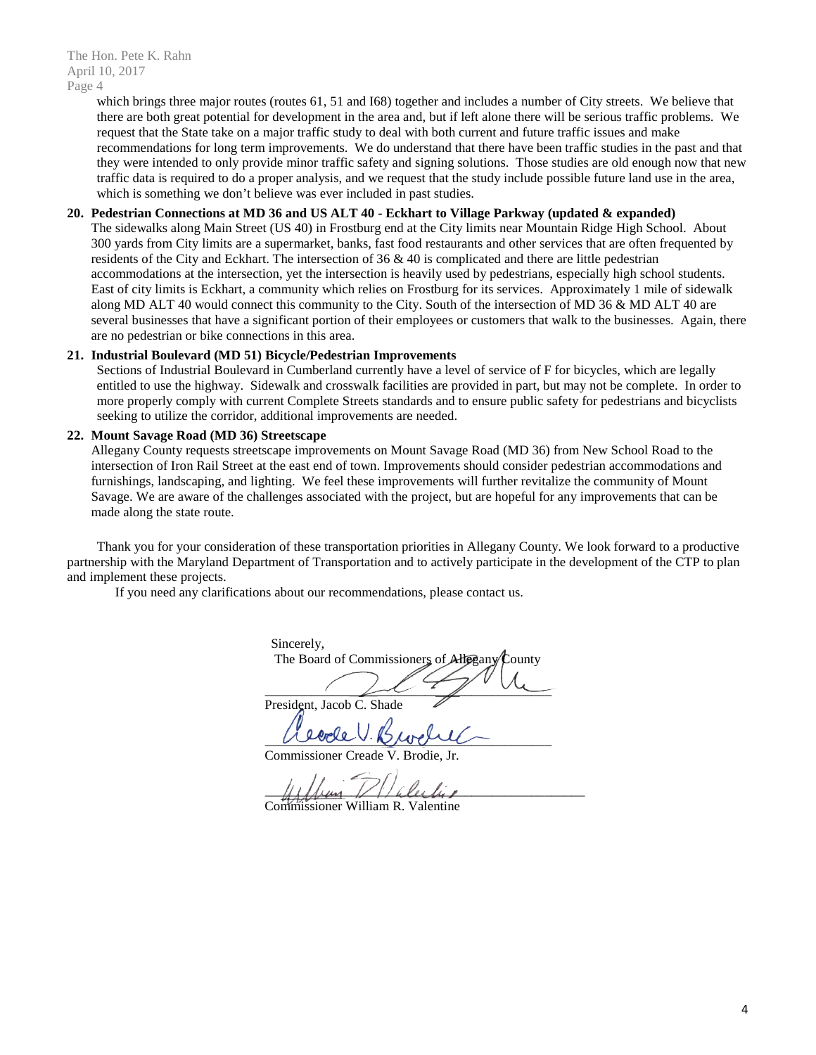which brings three major routes (routes 61, 51 and I68) together and includes a number of City streets. We believe that there are both great potential for development in the area and, but if left alone there will be serious traffic problems. We request that the State take on a major traffic study to deal with both current and future traffic issues and make recommendations for long term improvements. We do understand that there have been traffic studies in the past and that they were intended to only provide minor traffic safety and signing solutions. Those studies are old enough now that new traffic data is required to do a proper analysis, and we request that the study include possible future land use in the area, which is something we don't believe was ever included in past studies.

**20. Pedestrian Connections at MD 36 and US ALT 40 - Eckhart to Village Parkway (updated & expanded)**

The sidewalks along Main Street (US 40) in Frostburg end at the City limits near Mountain Ridge High School. About 300 yards from City limits are a supermarket, banks, fast food restaurants and other services that are often frequented by residents of the City and Eckhart. The intersection of 36 & 40 is complicated and there are little pedestrian accommodations at the intersection, yet the intersection is heavily used by pedestrians, especially high school students. East of city limits is Eckhart, a community which relies on Frostburg for its services. Approximately 1 mile of sidewalk along MD ALT 40 would connect this community to the City. South of the intersection of MD 36 & MD ALT 40 are several businesses that have a significant portion of their employees or customers that walk to the businesses. Again, there are no pedestrian or bike connections in this area.

**21. Industrial Boulevard (MD 51) Bicycle/Pedestrian Improvements**

Sections of Industrial Boulevard in Cumberland currently have a level of service of F for bicycles, which are legally entitled to use the highway. Sidewalk and crosswalk facilities are provided in part, but may not be complete. In order to more properly comply with current Complete Streets standards and to ensure public safety for pedestrians and bicyclists seeking to utilize the corridor, additional improvements are needed.

**22. Mount Savage Road (MD 36) Streetscape**

Allegany County requests streetscape improvements on Mount Savage Road (MD 36) from New School Road to the intersection of Iron Rail Street at the east end of town. Improvements should consider pedestrian accommodations and furnishings, landscaping, and lighting. We feel these improvements will further revitalize the community of Mount Savage. We are aware of the challenges associated with the project, but are hopeful for any improvements that can be made along the state route.

Thank you for your consideration of these transportation priorities in Allegany County. We look forward to a productive partnership with the Maryland Department of Transportation and to actively participate in the development of the CTP to plan and implement these projects.

If you need any clarifications about our recommendations, please contact us.

Sincerely,
The Board of Commissioners of Allegany County

President, Jacob C. Shade

Commissioner Creade V. Brodie, Jr.

Commissioner William R. Valentine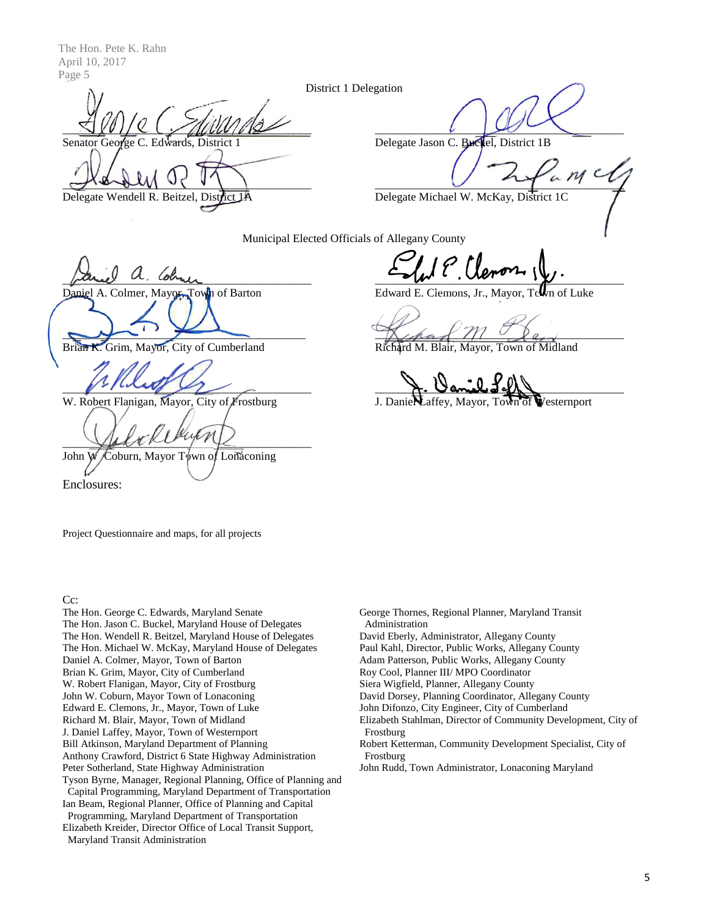District 1 Delegation

Senator George C. Edwards, District 1

Delegate Jason C. Buckel, District 1B

Delegate Wendell R. Beitzel, District 1A

Delegate Michael W. McKay, District 1C

Municipal Elected Officials of Allegany County

Daniel A. Colmer, Mayor, Town of Barton

Edward E. Clemons, Jr., Mayor, Town of Luke

Brian K. Grim, Mayor, City of Cumberland

Richard M. Blair, Mayor, Town of Midland

W. Robert Flanigan, Mayor, City of Frostburg

J. Daniel Laffey, Mayor, Town of Westernport

John W. Coburn, Mayor Town of Lonaconing

Enclosures:

Project Questionnaire and maps, for all projects

Cc:

The Hon. George C. Edwards, Maryland Senate
The Hon. Jason C. Buckel, Maryland House of Delegates
The Hon. Wendell R. Beitzel, Maryland House of Delegates
The Hon. Michael W. McKay, Maryland House of Delegates
Daniel A. Colmer, Mayor, Town of Barton
Brian K. Grim, Mayor, City of Cumberland
W. Robert Flanigan, Mayor, City of Frostburg
John W. Coburn, Mayor Town of Lonaconing
Edward E. Clemons, Jr., Mayor, Town of Luke
Richard M. Blair, Mayor, Town of Midland
J. Daniel Laffey, Mayor, Town of Westernport
Bill Atkinson, Maryland Department of Planning
Anthony Crawford, District 6 State Highway Administration
Peter Sotherland, State Highway Administration
Tyson Byrne, Manager, Regional Planning, Office of Planning and Capital Programming, Maryland Department of Transportation
Ian Beam, Regional Planner, Office of Planning and Capital Programming, Maryland Department of Transportation
Elizabeth Kreider, Director Office of Local Transit Support, Maryland Transit Administration
George Thornes, Regional Planner, Maryland Transit Administration
David Eberly, Administrator, Allegany County
Paul Kahl, Director, Public Works, Allegany County
Adam Patterson, Public Works, Allegany County
Roy Cool, Planner III/ MPO Coordinator
Siera Wigfield, Planner, Allegany County
David Dorsey, Planning Coordinator, Allegany County
John Difonzo, City Engineer, City of Cumberland
Elizabeth Stahlman, Director of Community Development, City of Frostburg
Robert Ketterman, Community Development Specialist, City of Frostburg
John Rudd, Town Administrator, Lonaconing Maryland